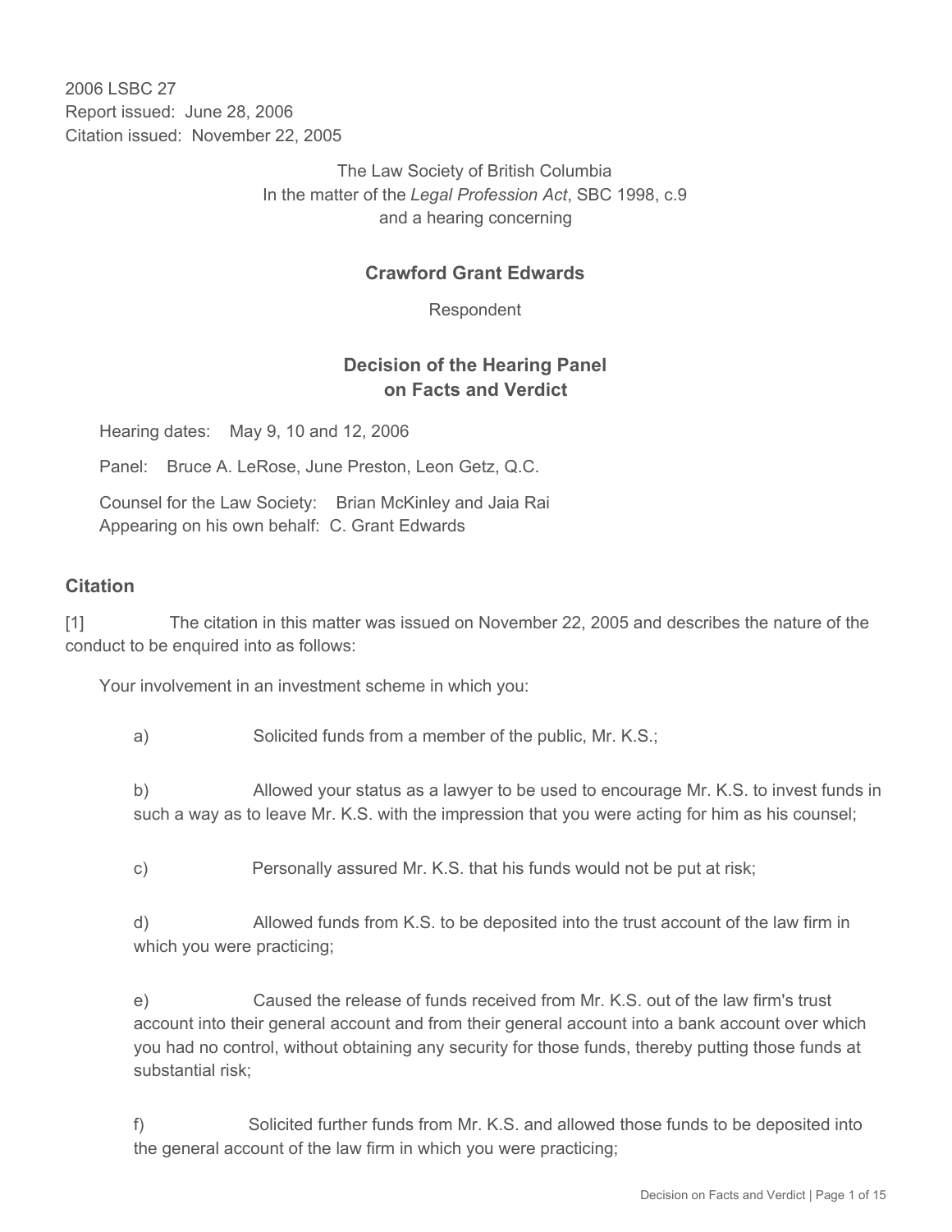2006 LSBC 27
Report issued: June 28, 2006
Citation issued: November 22, 2005

The Law Society of British Columbia
In the matter of the *Legal Profession Act*, SBC 1998, c.9
and a hearing concerning

**Crawford Grant Edwards**

Respondent

## Decision of the Hearing Panel on Facts and Verdict

Hearing dates: May 9, 10 and 12, 2006

Panel: Bruce A. LeRose, June Preston, Leon Getz, Q.C.

Counsel for the Law Society: Brian McKinley and Jaia Rai
Appearing on his own behalf: C. Grant Edwards

### Citation

[1] The citation in this matter was issued on November 22, 2005 and describes the nature of the conduct to be enquired into as follows:

Your involvement in an investment scheme in which you:

a) Solicited funds from a member of the public, Mr. K.S.;

b) Allowed your status as a lawyer to be used to encourage Mr. K.S. to invest funds in such a way as to leave Mr. K.S. with the impression that you were acting for him as his counsel;

c) Personally assured Mr. K.S. that his funds would not be put at risk;

d) Allowed funds from K.S. to be deposited into the trust account of the law firm in which you were practicing;

e) Caused the release of funds received from Mr. K.S. out of the law firm's trust account into their general account and from their general account into a bank account over which you had no control, without obtaining any security for those funds, thereby putting those funds at substantial risk;

f) Solicited further funds from Mr. K.S. and allowed those funds to be deposited into the general account of the law firm in which you were practicing;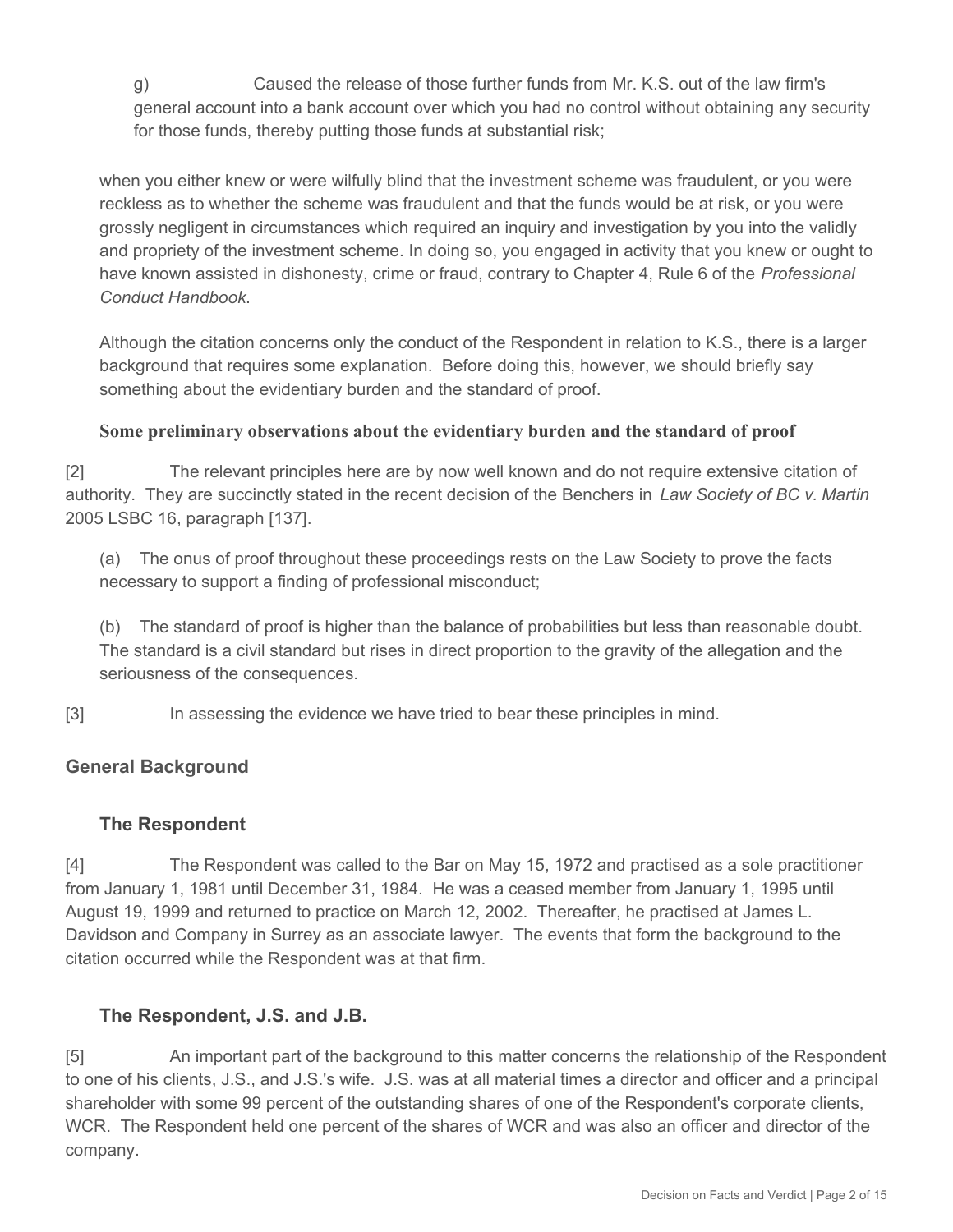g) Caused the release of those further funds from Mr. K.S. out of the law firm's general account into a bank account over which you had no control without obtaining any security for those funds, thereby putting those funds at substantial risk;

when you either knew or were wilfully blind that the investment scheme was fraudulent, or you were reckless as to whether the scheme was fraudulent and that the funds would be at risk, or you were grossly negligent in circumstances which required an inquiry and investigation by you into the validly and propriety of the investment scheme. In doing so, you engaged in activity that you knew or ought to have known assisted in dishonesty, crime or fraud, contrary to Chapter 4, Rule 6 of the *Professional Conduct Handbook*.

Although the citation concerns only the conduct of the Respondent in relation to K.S., there is a larger background that requires some explanation. Before doing this, however, we should briefly say something about the evidentiary burden and the standard of proof.

### Some preliminary observations about the evidentiary burden and the standard of proof

[2] The relevant principles here are by now well known and do not require extensive citation of authority. They are succinctly stated in the recent decision of the Benchers in *Law Society of BC v. Martin* 2005 LSBC 16, paragraph [137].

(a) The onus of proof throughout these proceedings rests on the Law Society to prove the facts necessary to support a finding of professional misconduct;

(b) The standard of proof is higher than the balance of probabilities but less than reasonable doubt. The standard is a civil standard but rises in direct proportion to the gravity of the allegation and the seriousness of the consequences.

[3] In assessing the evidence we have tried to bear these principles in mind.

## General Background

### The Respondent

[4] The Respondent was called to the Bar on May 15, 1972 and practised as a sole practitioner from January 1, 1981 until December 31, 1984. He was a ceased member from January 1, 1995 until August 19, 1999 and returned to practice on March 12, 2002. Thereafter, he practised at James L. Davidson and Company in Surrey as an associate lawyer. The events that form the background to the citation occurred while the Respondent was at that firm.

### The Respondent, J.S. and J.B.

[5] An important part of the background to this matter concerns the relationship of the Respondent to one of his clients, J.S., and J.S.'s wife. J.S. was at all material times a director and officer and a principal shareholder with some 99 percent of the outstanding shares of one of the Respondent's corporate clients, WCR. The Respondent held one percent of the shares of WCR and was also an officer and director of the company.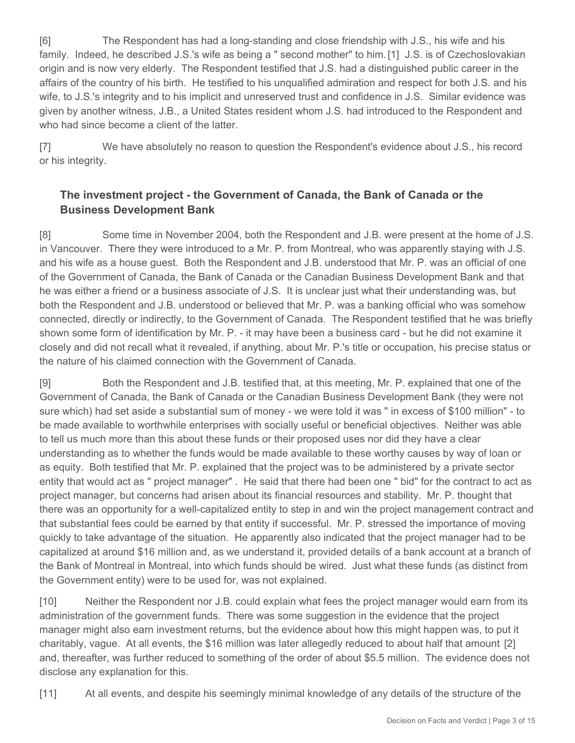[6] The Respondent has had a long-standing and close friendship with J.S., his wife and his family. Indeed, he described J.S.'s wife as being a " second mother" to him.[1] J.S. is of Czechoslovakian origin and is now very elderly. The Respondent testified that J.S. had a distinguished public career in the affairs of the country of his birth. He testified to his unqualified admiration and respect for both J.S. and his wife, to J.S.'s integrity and to his implicit and unreserved trust and confidence in J.S. Similar evidence was given by another witness, J.B., a United States resident whom J.S. had introduced to the Respondent and who had since become a client of the latter.

[7] We have absolutely no reason to question the Respondent's evidence about J.S., his record or his integrity.

### The investment project - the Government of Canada, the Bank of Canada or the Business Development Bank

[8] Some time in November 2004, both the Respondent and J.B. were present at the home of J.S. in Vancouver. There they were introduced to a Mr. P. from Montreal, who was apparently staying with J.S. and his wife as a house guest. Both the Respondent and J.B. understood that Mr. P. was an official of one of the Government of Canada, the Bank of Canada or the Canadian Business Development Bank and that he was either a friend or a business associate of J.S. It is unclear just what their understanding was, but both the Respondent and J.B. understood or believed that Mr. P. was a banking official who was somehow connected, directly or indirectly, to the Government of Canada. The Respondent testified that he was briefly shown some form of identification by Mr. P. - it may have been a business card - but he did not examine it closely and did not recall what it revealed, if anything, about Mr. P.'s title or occupation, his precise status or the nature of his claimed connection with the Government of Canada.

[9] Both the Respondent and J.B. testified that, at this meeting, Mr. P. explained that one of the Government of Canada, the Bank of Canada or the Canadian Business Development Bank (they were not sure which) had set aside a substantial sum of money - we were told it was " in excess of $100 million" - to be made available to worthwhile enterprises with socially useful or beneficial objectives. Neither was able to tell us much more than this about these funds or their proposed uses nor did they have a clear understanding as to whether the funds would be made available to these worthy causes by way of loan or as equity. Both testified that Mr. P. explained that the project was to be administered by a private sector entity that would act as " project manager" . He said that there had been one " bid" for the contract to act as project manager, but concerns had arisen about its financial resources and stability. Mr. P. thought that there was an opportunity for a well-capitalized entity to step in and win the project management contract and that substantial fees could be earned by that entity if successful. Mr. P. stressed the importance of moving quickly to take advantage of the situation. He apparently also indicated that the project manager had to be capitalized at around $16 million and, as we understand it, provided details of a bank account at a branch of the Bank of Montreal in Montreal, into which funds should be wired. Just what these funds (as distinct from the Government entity) were to be used for, was not explained.

[10] Neither the Respondent nor J.B. could explain what fees the project manager would earn from its administration of the government funds. There was some suggestion in the evidence that the project manager might also earn investment returns, but the evidence about how this might happen was, to put it charitably, vague. At all events, the $16 million was later allegedly reduced to about half that amount [2] and, thereafter, was further reduced to something of the order of about $5.5 million. The evidence does not disclose any explanation for this.

[11] At all events, and despite his seemingly minimal knowledge of any details of the structure of the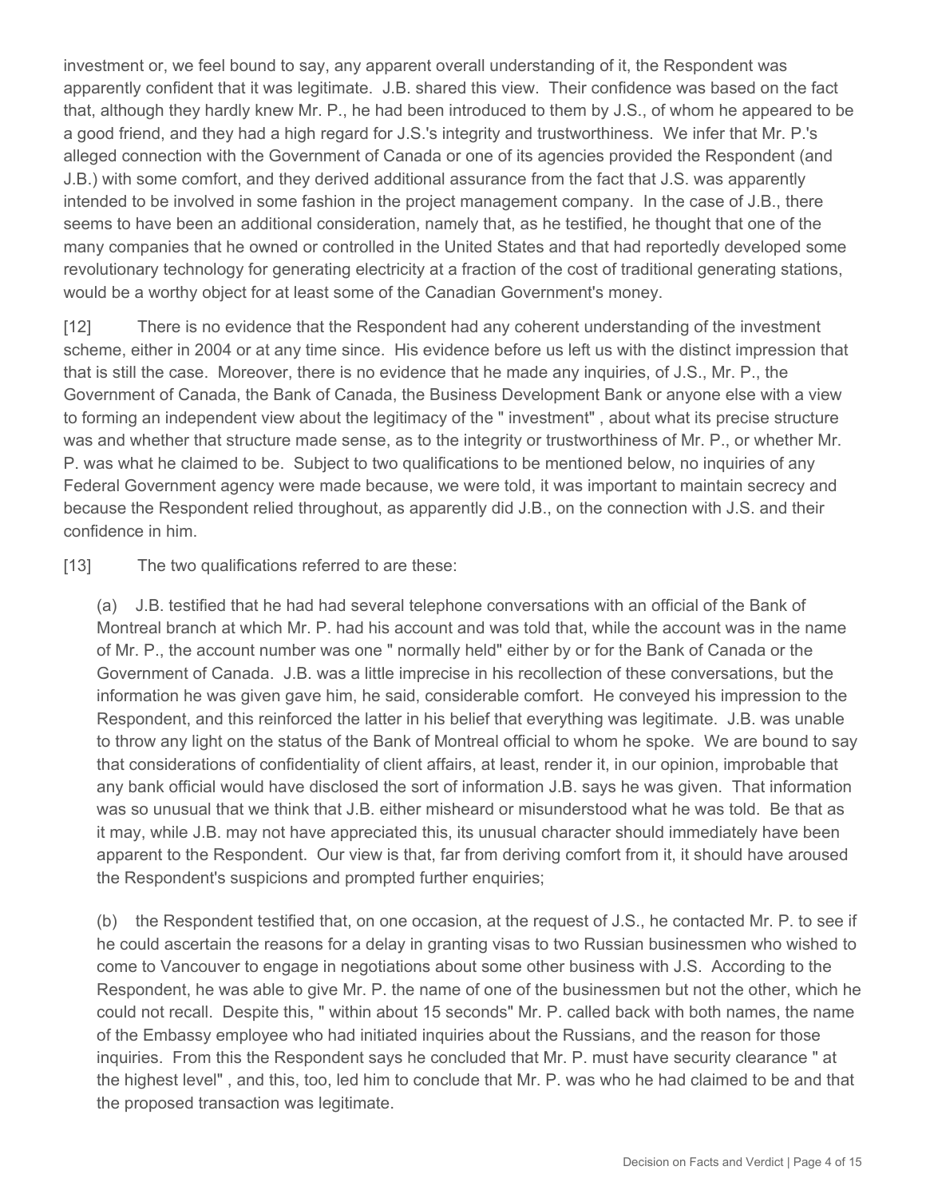investment or, we feel bound to say, any apparent overall understanding of it, the Respondent was apparently confident that it was legitimate. J.B. shared this view. Their confidence was based on the fact that, although they hardly knew Mr. P., he had been introduced to them by J.S., of whom he appeared to be a good friend, and they had a high regard for J.S.'s integrity and trustworthiness. We infer that Mr. P.'s alleged connection with the Government of Canada or one of its agencies provided the Respondent (and J.B.) with some comfort, and they derived additional assurance from the fact that J.S. was apparently intended to be involved in some fashion in the project management company. In the case of J.B., there seems to have been an additional consideration, namely that, as he testified, he thought that one of the many companies that he owned or controlled in the United States and that had reportedly developed some revolutionary technology for generating electricity at a fraction of the cost of traditional generating stations, would be a worthy object for at least some of the Canadian Government's money.

[12] There is no evidence that the Respondent had any coherent understanding of the investment scheme, either in 2004 or at any time since. His evidence before us left us with the distinct impression that that is still the case. Moreover, there is no evidence that he made any inquiries, of J.S., Mr. P., the Government of Canada, the Bank of Canada, the Business Development Bank or anyone else with a view to forming an independent view about the legitimacy of the " investment" , about what its precise structure was and whether that structure made sense, as to the integrity or trustworthiness of Mr. P., or whether Mr. P. was what he claimed to be. Subject to two qualifications to be mentioned below, no inquiries of any Federal Government agency were made because, we were told, it was important to maintain secrecy and because the Respondent relied throughout, as apparently did J.B., on the connection with J.S. and their confidence in him.

[13] The two qualifications referred to are these:

(a) J.B. testified that he had had several telephone conversations with an official of the Bank of Montreal branch at which Mr. P. had his account and was told that, while the account was in the name of Mr. P., the account number was one " normally held" either by or for the Bank of Canada or the Government of Canada. J.B. was a little imprecise in his recollection of these conversations, but the information he was given gave him, he said, considerable comfort. He conveyed his impression to the Respondent, and this reinforced the latter in his belief that everything was legitimate. J.B. was unable to throw any light on the status of the Bank of Montreal official to whom he spoke. We are bound to say that considerations of confidentiality of client affairs, at least, render it, in our opinion, improbable that any bank official would have disclosed the sort of information J.B. says he was given. That information was so unusual that we think that J.B. either misheard or misunderstood what he was told. Be that as it may, while J.B. may not have appreciated this, its unusual character should immediately have been apparent to the Respondent. Our view is that, far from deriving comfort from it, it should have aroused the Respondent's suspicions and prompted further enquiries;

(b) the Respondent testified that, on one occasion, at the request of J.S., he contacted Mr. P. to see if he could ascertain the reasons for a delay in granting visas to two Russian businessmen who wished to come to Vancouver to engage in negotiations about some other business with J.S. According to the Respondent, he was able to give Mr. P. the name of one of the businessmen but not the other, which he could not recall. Despite this, " within about 15 seconds" Mr. P. called back with both names, the name of the Embassy employee who had initiated inquiries about the Russians, and the reason for those inquiries. From this the Respondent says he concluded that Mr. P. must have security clearance " at the highest level" , and this, too, led him to conclude that Mr. P. was who he had claimed to be and that the proposed transaction was legitimate.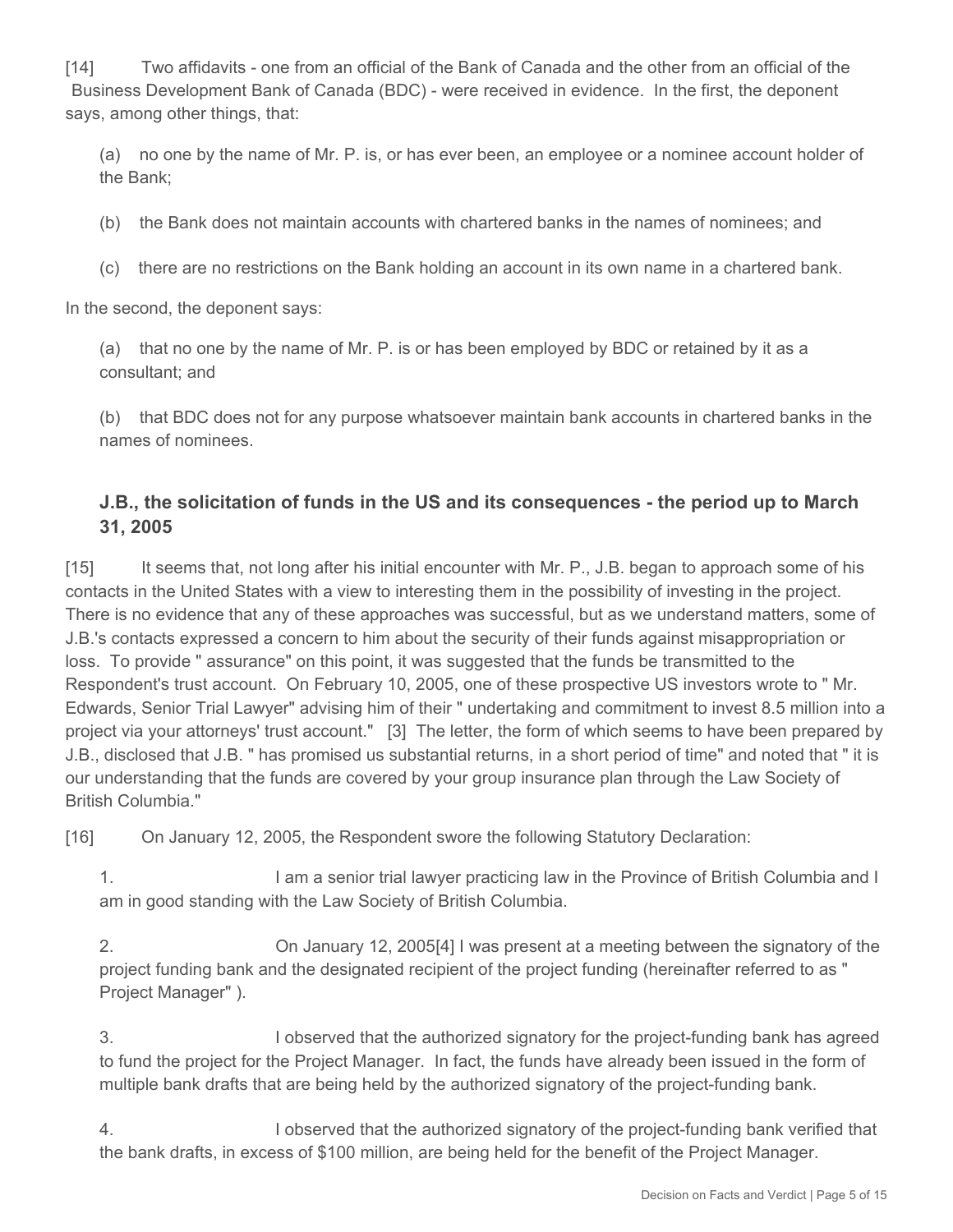[14] Two affidavits - one from an official of the Bank of Canada and the other from an official of the Business Development Bank of Canada (BDC) - were received in evidence. In the first, the deponent says, among other things, that:

> (a) no one by the name of Mr. P. is, or has ever been, an employee or a nominee account holder of the Bank;
>
> (b) the Bank does not maintain accounts with chartered banks in the names of nominees; and
>
> (c) there are no restrictions on the Bank holding an account in its own name in a chartered bank.

In the second, the deponent says:

> (a) that no one by the name of Mr. P. is or has been employed by BDC or retained by it as a consultant; and
>
> (b) that BDC does not for any purpose whatsoever maintain bank accounts in chartered banks in the names of nominees.

### J.B., the solicitation of funds in the US and its consequences - the period up to March 31, 2005

[15] It seems that, not long after his initial encounter with Mr. P., J.B. began to approach some of his contacts in the United States with a view to interesting them in the possibility of investing in the project. There is no evidence that any of these approaches was successful, but as we understand matters, some of J.B.'s contacts expressed a concern to him about the security of their funds against misappropriation or loss. To provide " assurance" on this point, it was suggested that the funds be transmitted to the Respondent's trust account. On February 10, 2005, one of these prospective US investors wrote to " Mr. Edwards, Senior Trial Lawyer" advising him of their " undertaking and commitment to invest 8.5 million into a project via your attorneys' trust account." [3] The letter, the form of which seems to have been prepared by J.B., disclosed that J.B. " has promised us substantial returns, in a short period of time" and noted that " it is our understanding that the funds are covered by your group insurance plan through the Law Society of British Columbia."

[16] On January 12, 2005, the Respondent swore the following Statutory Declaration:

> 1. I am a senior trial lawyer practicing law in the Province of British Columbia and I am in good standing with the Law Society of British Columbia.
>
> 2. On January 12, 2005[4] I was present at a meeting between the signatory of the project funding bank and the designated recipient of the project funding (hereinafter referred to as " Project Manager" ).
>
> 3. I observed that the authorized signatory for the project-funding bank has agreed to fund the project for the Project Manager. In fact, the funds have already been issued in the form of multiple bank drafts that are being held by the authorized signatory of the project-funding bank.
>
> 4. I observed that the authorized signatory of the project-funding bank verified that the bank drafts, in excess of $100 million, are being held for the benefit of the Project Manager.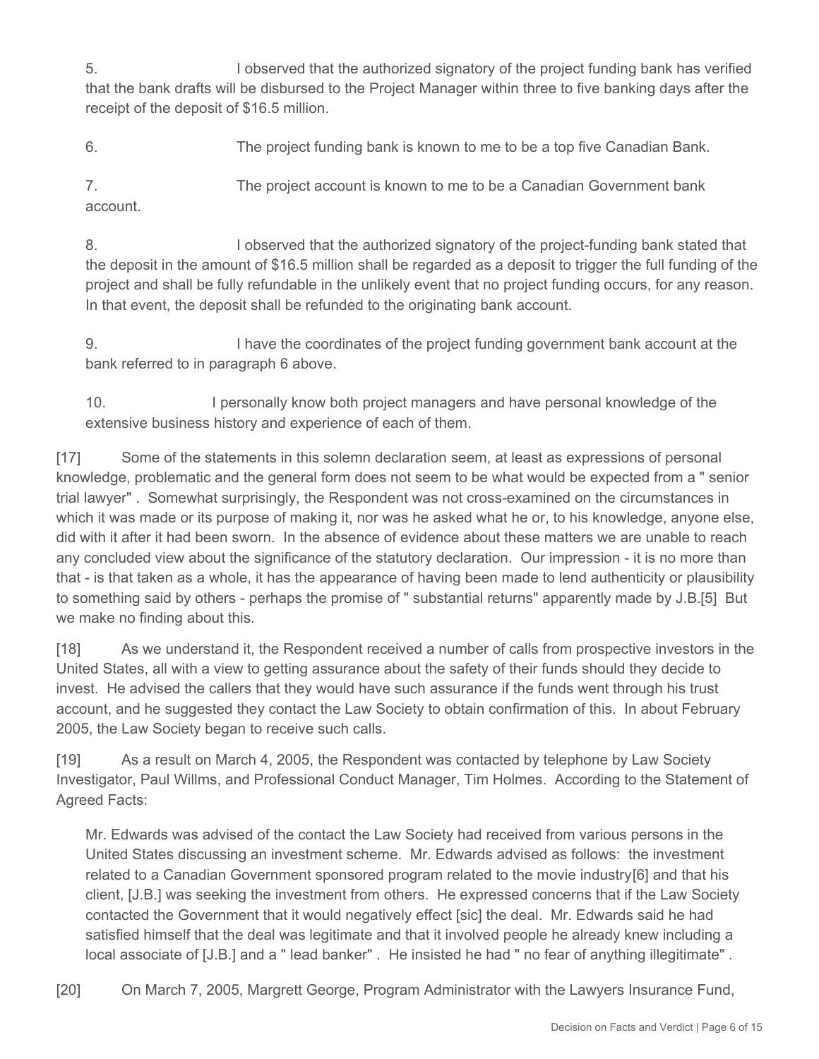5. I observed that the authorized signatory of the project funding bank has verified that the bank drafts will be disbursed to the Project Manager within three to five banking days after the receipt of the deposit of $16.5 million.

6. The project funding bank is known to me to be a top five Canadian Bank.

7. The project account is known to me to be a Canadian Government bank account.

8. I observed that the authorized signatory of the project-funding bank stated that the deposit in the amount of $16.5 million shall be regarded as a deposit to trigger the full funding of the project and shall be fully refundable in the unlikely event that no project funding occurs, for any reason. In that event, the deposit shall be refunded to the originating bank account.

9. I have the coordinates of the project funding government bank account at the bank referred to in paragraph 6 above.

10. I personally know both project managers and have personal knowledge of the extensive business history and experience of each of them.

[17] Some of the statements in this solemn declaration seem, at least as expressions of personal knowledge, problematic and the general form does not seem to be what would be expected from a " senior trial lawyer" . Somewhat surprisingly, the Respondent was not cross-examined on the circumstances in which it was made or its purpose of making it, nor was he asked what he or, to his knowledge, anyone else, did with it after it had been sworn. In the absence of evidence about these matters we are unable to reach any concluded view about the significance of the statutory declaration. Our impression - it is no more than that - is that taken as a whole, it has the appearance of having been made to lend authenticity or plausibility to something said by others - perhaps the promise of " substantial returns" apparently made by J.B.[5] But we make no finding about this.

[18] As we understand it, the Respondent received a number of calls from prospective investors in the United States, all with a view to getting assurance about the safety of their funds should they decide to invest. He advised the callers that they would have such assurance if the funds went through his trust account, and he suggested they contact the Law Society to obtain confirmation of this. In about February 2005, the Law Society began to receive such calls.

[19] As a result on March 4, 2005, the Respondent was contacted by telephone by Law Society Investigator, Paul Willms, and Professional Conduct Manager, Tim Holmes. According to the Statement of Agreed Facts:

> Mr. Edwards was advised of the contact the Law Society had received from various persons in the United States discussing an investment scheme. Mr. Edwards advised as follows: the investment related to a Canadian Government sponsored program related to the movie industry[6] and that his client, [J.B.] was seeking the investment from others. He expressed concerns that if the Law Society contacted the Government that it would negatively effect [sic] the deal. Mr. Edwards said he had satisfied himself that the deal was legitimate and that it involved people he already knew including a local associate of [J.B.] and a " lead banker" . He insisted he had " no fear of anything illegitimate" .

[20] On March 7, 2005, Margrett George, Program Administrator with the Lawyers Insurance Fund,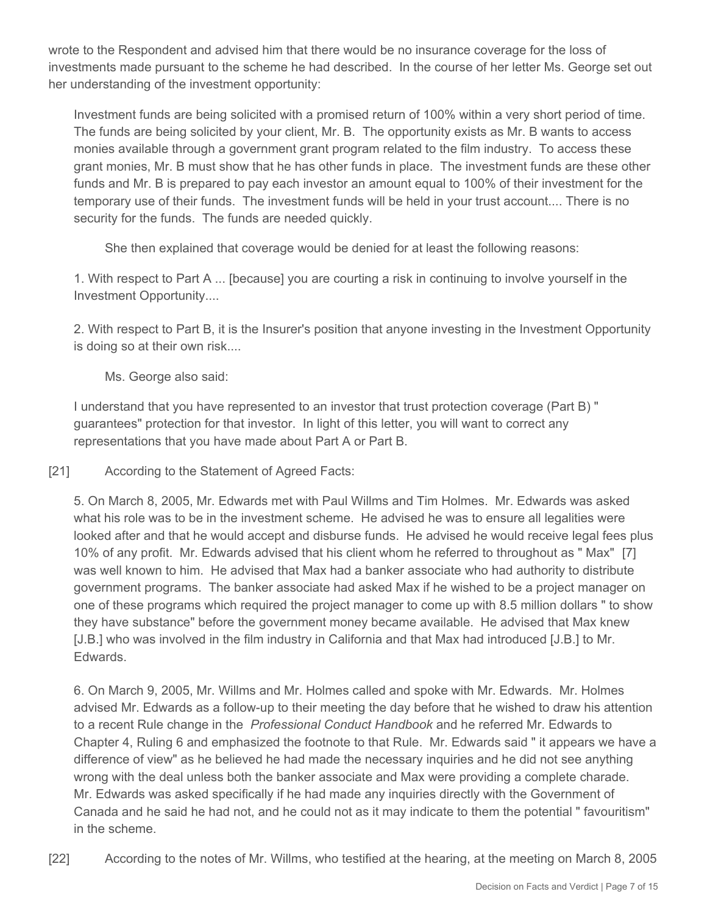wrote to the Respondent and advised him that there would be no insurance coverage for the loss of investments made pursuant to the scheme he had described. In the course of her letter Ms. George set out her understanding of the investment opportunity:

> Investment funds are being solicited with a promised return of 100% within a very short period of time. The funds are being solicited by your client, Mr. B. The opportunity exists as Mr. B wants to access monies available through a government grant program related to the film industry. To access these grant monies, Mr. B must show that he has other funds in place. The investment funds are these other funds and Mr. B is prepared to pay each investor an amount equal to 100% of their investment for the temporary use of their funds. The investment funds will be held in your trust account.... There is no security for the funds. The funds are needed quickly.
>
> She then explained that coverage would be denied for at least the following reasons:
>
> 1. With respect to Part A ... [because] you are courting a risk in continuing to involve yourself in the Investment Opportunity....
>
> 2. With respect to Part B, it is the Insurer's position that anyone investing in the Investment Opportunity is doing so at their own risk....
>
> Ms. George also said:
>
> I understand that you have represented to an investor that trust protection coverage (Part B) " guarantees" protection for that investor. In light of this letter, you will want to correct any representations that you have made about Part A or Part B.

[21] According to the Statement of Agreed Facts:

> 5. On March 8, 2005, Mr. Edwards met with Paul Willms and Tim Holmes. Mr. Edwards was asked what his role was to be in the investment scheme. He advised he was to ensure all legalities were looked after and that he would accept and disburse funds. He advised he would receive legal fees plus 10% of any profit. Mr. Edwards advised that his client whom he referred to throughout as " Max" [7] was well known to him. He advised that Max had a banker associate who had authority to distribute government programs. The banker associate had asked Max if he wished to be a project manager on one of these programs which required the project manager to come up with 8.5 million dollars " to show they have substance" before the government money became available. He advised that Max knew [J.B.] who was involved in the film industry in California and that Max had introduced [J.B.] to Mr. Edwards.
>
> 6. On March 9, 2005, Mr. Willms and Mr. Holmes called and spoke with Mr. Edwards. Mr. Holmes advised Mr. Edwards as a follow-up to their meeting the day before that he wished to draw his attention to a recent Rule change in the *Professional Conduct Handbook* and he referred Mr. Edwards to Chapter 4, Ruling 6 and emphasized the footnote to that Rule. Mr. Edwards said " it appears we have a difference of view" as he believed he had made the necessary inquiries and he did not see anything wrong with the deal unless both the banker associate and Max were providing a complete charade. Mr. Edwards was asked specifically if he had made any inquiries directly with the Government of Canada and he said he had not, and he could not as it may indicate to them the potential " favouritism" in the scheme.

[22] According to the notes of Mr. Willms, who testified at the hearing, at the meeting on March 8, 2005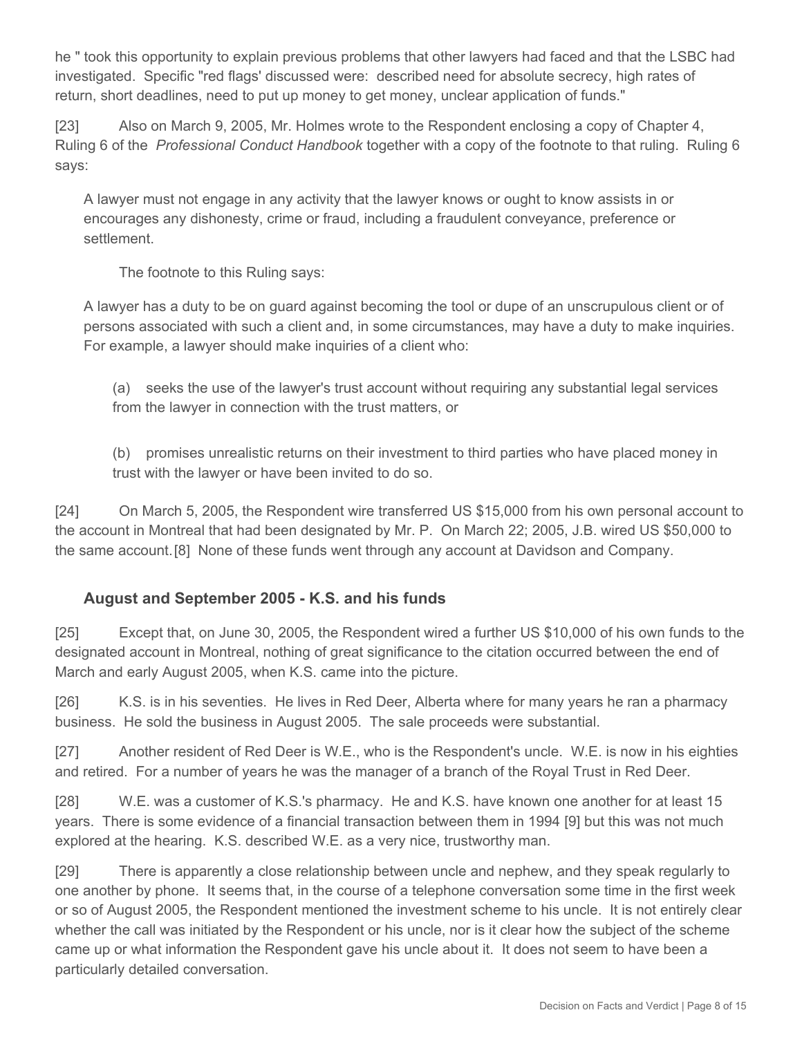he " took this opportunity to explain previous problems that other lawyers had faced and that the LSBC had investigated. Specific "red flags' discussed were: described need for absolute secrecy, high rates of return, short deadlines, need to put up money to get money, unclear application of funds."

[23] Also on March 9, 2005, Mr. Holmes wrote to the Respondent enclosing a copy of Chapter 4, Ruling 6 of the *Professional Conduct Handbook* together with a copy of the footnote to that ruling. Ruling 6 says:

> A lawyer must not engage in any activity that the lawyer knows or ought to know assists in or encourages any dishonesty, crime or fraud, including a fraudulent conveyance, preference or settlement.
>
> The footnote to this Ruling says:
>
> A lawyer has a duty to be on guard against becoming the tool or dupe of an unscrupulous client or of persons associated with such a client and, in some circumstances, may have a duty to make inquiries. For example, a lawyer should make inquiries of a client who:
>
> (a) seeks the use of the lawyer's trust account without requiring any substantial legal services from the lawyer in connection with the trust matters, or
>
> (b) promises unrealistic returns on their investment to third parties who have placed money in trust with the lawyer or have been invited to do so.

[24] On March 5, 2005, the Respondent wire transferred US $15,000 from his own personal account to the account in Montreal that had been designated by Mr. P. On March 22; 2005, J.B. wired US $50,000 to the same account.[8] None of these funds went through any account at Davidson and Company.

### August and September 2005 - K.S. and his funds

[25] Except that, on June 30, 2005, the Respondent wired a further US $10,000 of his own funds to the designated account in Montreal, nothing of great significance to the citation occurred between the end of March and early August 2005, when K.S. came into the picture.

[26] K.S. is in his seventies. He lives in Red Deer, Alberta where for many years he ran a pharmacy business. He sold the business in August 2005. The sale proceeds were substantial.

[27] Another resident of Red Deer is W.E., who is the Respondent's uncle. W.E. is now in his eighties and retired. For a number of years he was the manager of a branch of the Royal Trust in Red Deer.

[28] W.E. was a customer of K.S.'s pharmacy. He and K.S. have known one another for at least 15 years. There is some evidence of a financial transaction between them in 1994 [9] but this was not much explored at the hearing. K.S. described W.E. as a very nice, trustworthy man.

[29] There is apparently a close relationship between uncle and nephew, and they speak regularly to one another by phone. It seems that, in the course of a telephone conversation some time in the first week or so of August 2005, the Respondent mentioned the investment scheme to his uncle. It is not entirely clear whether the call was initiated by the Respondent or his uncle, nor is it clear how the subject of the scheme came up or what information the Respondent gave his uncle about it. It does not seem to have been a particularly detailed conversation.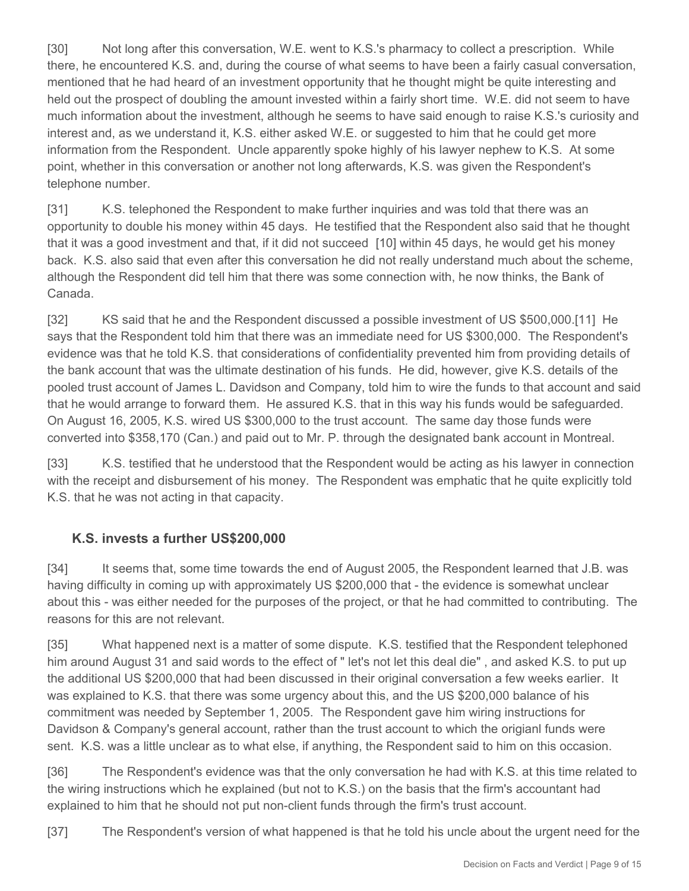[30] Not long after this conversation, W.E. went to K.S.'s pharmacy to collect a prescription. While there, he encountered K.S. and, during the course of what seems to have been a fairly casual conversation, mentioned that he had heard of an investment opportunity that he thought might be quite interesting and held out the prospect of doubling the amount invested within a fairly short time. W.E. did not seem to have much information about the investment, although he seems to have said enough to raise K.S.'s curiosity and interest and, as we understand it, K.S. either asked W.E. or suggested to him that he could get more information from the Respondent. Uncle apparently spoke highly of his lawyer nephew to K.S. At some point, whether in this conversation or another not long afterwards, K.S. was given the Respondent's telephone number.

[31] K.S. telephoned the Respondent to make further inquiries and was told that there was an opportunity to double his money within 45 days. He testified that the Respondent also said that he thought that it was a good investment and that, if it did not succeed [10] within 45 days, he would get his money back. K.S. also said that even after this conversation he did not really understand much about the scheme, although the Respondent did tell him that there was some connection with, he now thinks, the Bank of Canada.

[32] KS said that he and the Respondent discussed a possible investment of US $500,000.[11] He says that the Respondent told him that there was an immediate need for US $300,000. The Respondent's evidence was that he told K.S. that considerations of confidentiality prevented him from providing details of the bank account that was the ultimate destination of his funds. He did, however, give K.S. details of the pooled trust account of James L. Davidson and Company, told him to wire the funds to that account and said that he would arrange to forward them. He assured K.S. that in this way his funds would be safeguarded. On August 16, 2005, K.S. wired US $300,000 to the trust account. The same day those funds were converted into $358,170 (Can.) and paid out to Mr. P. through the designated bank account in Montreal.

[33] K.S. testified that he understood that the Respondent would be acting as his lawyer in connection with the receipt and disbursement of his money. The Respondent was emphatic that he quite explicitly told K.S. that he was not acting in that capacity.

### K.S. invests a further US$200,000

[34] It seems that, some time towards the end of August 2005, the Respondent learned that J.B. was having difficulty in coming up with approximately US $200,000 that - the evidence is somewhat unclear about this - was either needed for the purposes of the project, or that he had committed to contributing. The reasons for this are not relevant.

[35] What happened next is a matter of some dispute. K.S. testified that the Respondent telephoned him around August 31 and said words to the effect of " let's not let this deal die" , and asked K.S. to put up the additional US $200,000 that had been discussed in their original conversation a few weeks earlier. It was explained to K.S. that there was some urgency about this, and the US $200,000 balance of his commitment was needed by September 1, 2005. The Respondent gave him wiring instructions for Davidson & Company's general account, rather than the trust account to which the origianl funds were sent. K.S. was a little unclear as to what else, if anything, the Respondent said to him on this occasion.

[36] The Respondent's evidence was that the only conversation he had with K.S. at this time related to the wiring instructions which he explained (but not to K.S.) on the basis that the firm's accountant had explained to him that he should not put non-client funds through the firm's trust account.

[37] The Respondent's version of what happened is that he told his uncle about the urgent need for the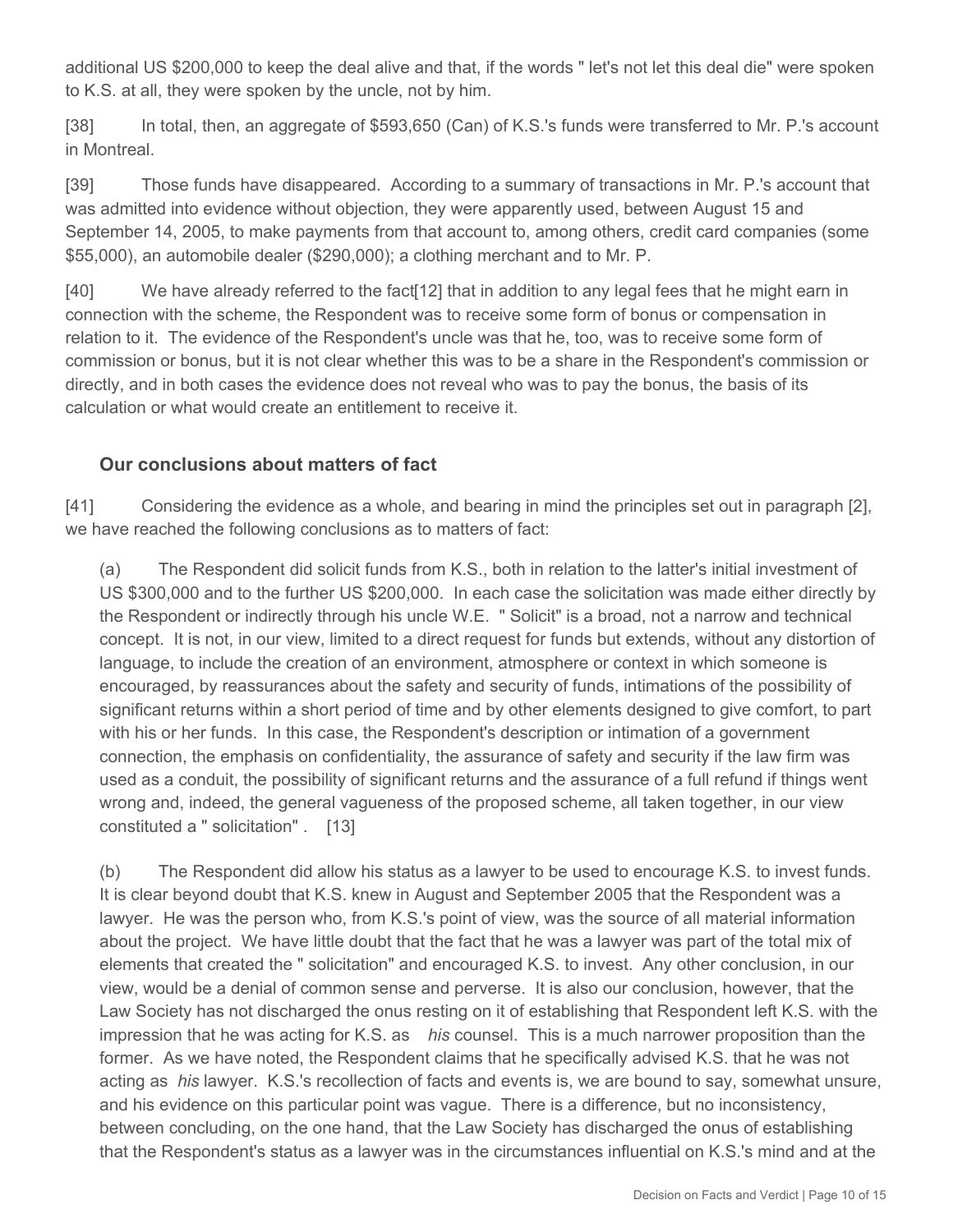additional US $200,000 to keep the deal alive and that, if the words " let's not let this deal die" were spoken to K.S. at all, they were spoken by the uncle, not by him.

[38] In total, then, an aggregate of $593,650 (Can) of K.S.'s funds were transferred to Mr. P.'s account in Montreal.

[39] Those funds have disappeared. According to a summary of transactions in Mr. P.'s account that was admitted into evidence without objection, they were apparently used, between August 15 and September 14, 2005, to make payments from that account to, among others, credit card companies (some $55,000), an automobile dealer ($290,000); a clothing merchant and to Mr. P.

[40] We have already referred to the fact[12] that in addition to any legal fees that he might earn in connection with the scheme, the Respondent was to receive some form of bonus or compensation in relation to it. The evidence of the Respondent's uncle was that he, too, was to receive some form of commission or bonus, but it is not clear whether this was to be a share in the Respondent's commission or directly, and in both cases the evidence does not reveal who was to pay the bonus, the basis of its calculation or what would create an entitlement to receive it.

## Our conclusions about matters of fact

[41] Considering the evidence as a whole, and bearing in mind the principles set out in paragraph [2], we have reached the following conclusions as to matters of fact:

(a) The Respondent did solicit funds from K.S., both in relation to the latter's initial investment of US $300,000 and to the further US $200,000. In each case the solicitation was made either directly by the Respondent or indirectly through his uncle W.E. " Solicit" is a broad, not a narrow and technical concept. It is not, in our view, limited to a direct request for funds but extends, without any distortion of language, to include the creation of an environment, atmosphere or context in which someone is encouraged, by reassurances about the safety and security of funds, intimations of the possibility of significant returns within a short period of time and by other elements designed to give comfort, to part with his or her funds. In this case, the Respondent's description or intimation of a government connection, the emphasis on confidentiality, the assurance of safety and security if the law firm was used as a conduit, the possibility of significant returns and the assurance of a full refund if things went wrong and, indeed, the general vagueness of the proposed scheme, all taken together, in our view constituted a " solicitation" . [13]

(b) The Respondent did allow his status as a lawyer to be used to encourage K.S. to invest funds. It is clear beyond doubt that K.S. knew in August and September 2005 that the Respondent was a lawyer. He was the person who, from K.S.'s point of view, was the source of all material information about the project. We have little doubt that the fact that he was a lawyer was part of the total mix of elements that created the " solicitation" and encouraged K.S. to invest. Any other conclusion, in our view, would be a denial of common sense and perverse. It is also our conclusion, however, that the Law Society has not discharged the onus resting on it of establishing that Respondent left K.S. with the impression that he was acting for K.S. as *his* counsel. This is a much narrower proposition than the former. As we have noted, the Respondent claims that he specifically advised K.S. that he was not acting as *his* lawyer. K.S.'s recollection of facts and events is, we are bound to say, somewhat unsure, and his evidence on this particular point was vague. There is a difference, but no inconsistency, between concluding, on the one hand, that the Law Society has discharged the onus of establishing that the Respondent's status as a lawyer was in the circumstances influential on K.S.'s mind and at the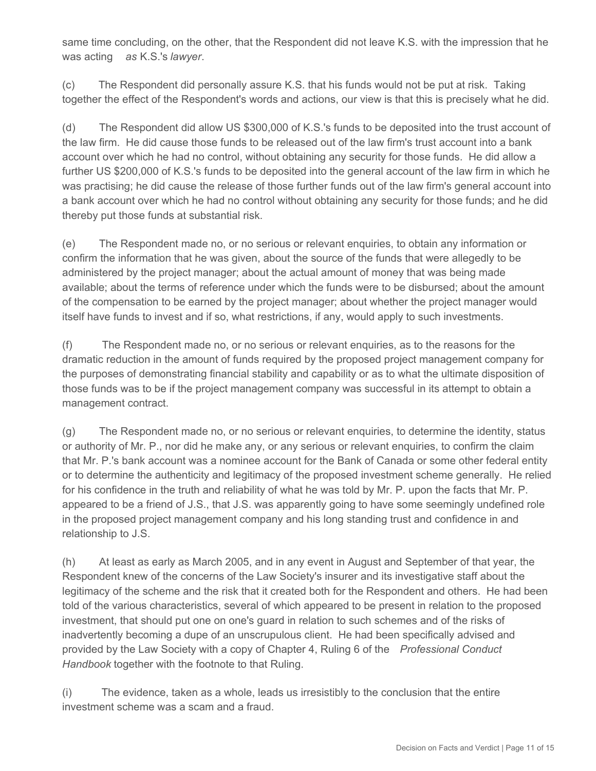same time concluding, on the other, that the Respondent did not leave K.S. with the impression that he was acting *as* K.S.'s *lawyer*.

(c) The Respondent did personally assure K.S. that his funds would not be put at risk. Taking together the effect of the Respondent's words and actions, our view is that this is precisely what he did.

(d) The Respondent did allow US \$300,000 of K.S.'s funds to be deposited into the trust account of the law firm. He did cause those funds to be released out of the law firm's trust account into a bank account over which he had no control, without obtaining any security for those funds. He did allow a further US \$200,000 of K.S.'s funds to be deposited into the general account of the law firm in which he was practising; he did cause the release of those further funds out of the law firm's general account into a bank account over which he had no control without obtaining any security for those funds; and he did thereby put those funds at substantial risk.

(e) The Respondent made no, or no serious or relevant enquiries, to obtain any information or confirm the information that he was given, about the source of the funds that were allegedly to be administered by the project manager; about the actual amount of money that was being made available; about the terms of reference under which the funds were to be disbursed; about the amount of the compensation to be earned by the project manager; about whether the project manager would itself have funds to invest and if so, what restrictions, if any, would apply to such investments.

(f) The Respondent made no, or no serious or relevant enquiries, as to the reasons for the dramatic reduction in the amount of funds required by the proposed project management company for the purposes of demonstrating financial stability and capability or as to what the ultimate disposition of those funds was to be if the project management company was successful in its attempt to obtain a management contract.

(g) The Respondent made no, or no serious or relevant enquiries, to determine the identity, status or authority of Mr. P., nor did he make any, or any serious or relevant enquiries, to confirm the claim that Mr. P.'s bank account was a nominee account for the Bank of Canada or some other federal entity or to determine the authenticity and legitimacy of the proposed investment scheme generally. He relied for his confidence in the truth and reliability of what he was told by Mr. P. upon the facts that Mr. P. appeared to be a friend of J.S., that J.S. was apparently going to have some seemingly undefined role in the proposed project management company and his long standing trust and confidence in and relationship to J.S.

(h) At least as early as March 2005, and in any event in August and September of that year, the Respondent knew of the concerns of the Law Society's insurer and its investigative staff about the legitimacy of the scheme and the risk that it created both for the Respondent and others. He had been told of the various characteristics, several of which appeared to be present in relation to the proposed investment, that should put one on one's guard in relation to such schemes and of the risks of inadvertently becoming a dupe of an unscrupulous client. He had been specifically advised and provided by the Law Society with a copy of Chapter 4, Ruling 6 of the *Professional Conduct Handbook* together with the footnote to that Ruling.

(i) The evidence, taken as a whole, leads us irresistibly to the conclusion that the entire investment scheme was a scam and a fraud.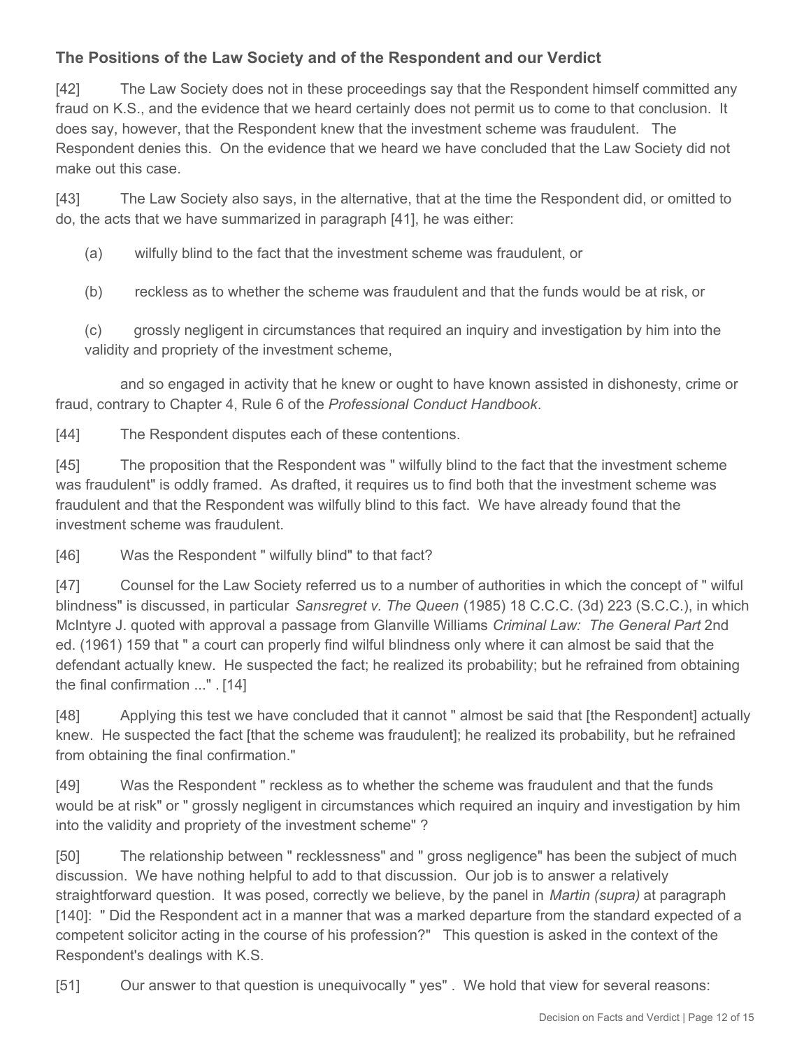### The Positions of the Law Society and of the Respondent and our Verdict

[42] The Law Society does not in these proceedings say that the Respondent himself committed any fraud on K.S., and the evidence that we heard certainly does not permit us to come to that conclusion. It does say, however, that the Respondent knew that the investment scheme was fraudulent. The Respondent denies this. On the evidence that we heard we have concluded that the Law Society did not make out this case.

[43] The Law Society also says, in the alternative, that at the time the Respondent did, or omitted to do, the acts that we have summarized in paragraph [41], he was either:

(a) wilfully blind to the fact that the investment scheme was fraudulent, or

(b) reckless as to whether the scheme was fraudulent and that the funds would be at risk, or

(c) grossly negligent in circumstances that required an inquiry and investigation by him into the validity and propriety of the investment scheme,

and so engaged in activity that he knew or ought to have known assisted in dishonesty, crime or fraud, contrary to Chapter 4, Rule 6 of the *Professional Conduct Handbook*.

[44] The Respondent disputes each of these contentions.

[45] The proposition that the Respondent was " wilfully blind to the fact that the investment scheme was fraudulent" is oddly framed. As drafted, it requires us to find both that the investment scheme was fraudulent and that the Respondent was wilfully blind to this fact. We have already found that the investment scheme was fraudulent.

[46] Was the Respondent " wilfully blind" to that fact?

[47] Counsel for the Law Society referred us to a number of authorities in which the concept of " wilful blindness" is discussed, in particular *Sansregret v. The Queen* (1985) 18 C.C.C. (3d) 223 (S.C.C.), in which McIntyre J. quoted with approval a passage from Glanville Williams *Criminal Law: The General Part* 2nd ed. (1961) 159 that " a court can properly find wilful blindness only where it can almost be said that the defendant actually knew. He suspected the fact; he realized its probability; but he refrained from obtaining the final confirmation ..." . [14]

[48] Applying this test we have concluded that it cannot " almost be said that [the Respondent] actually knew. He suspected the fact [that the scheme was fraudulent]; he realized its probability, but he refrained from obtaining the final confirmation."

[49] Was the Respondent " reckless as to whether the scheme was fraudulent and that the funds would be at risk" or " grossly negligent in circumstances which required an inquiry and investigation by him into the validity and propriety of the investment scheme" ?

[50] The relationship between " recklessness" and " gross negligence" has been the subject of much discussion. We have nothing helpful to add to that discussion. Our job is to answer a relatively straightforward question. It was posed, correctly we believe, by the panel in *Martin (supra)* at paragraph [140]: " Did the Respondent act in a manner that was a marked departure from the standard expected of a competent solicitor acting in the course of his profession?" This question is asked in the context of the Respondent's dealings with K.S.

[51] Our answer to that question is unequivocally " yes" . We hold that view for several reasons: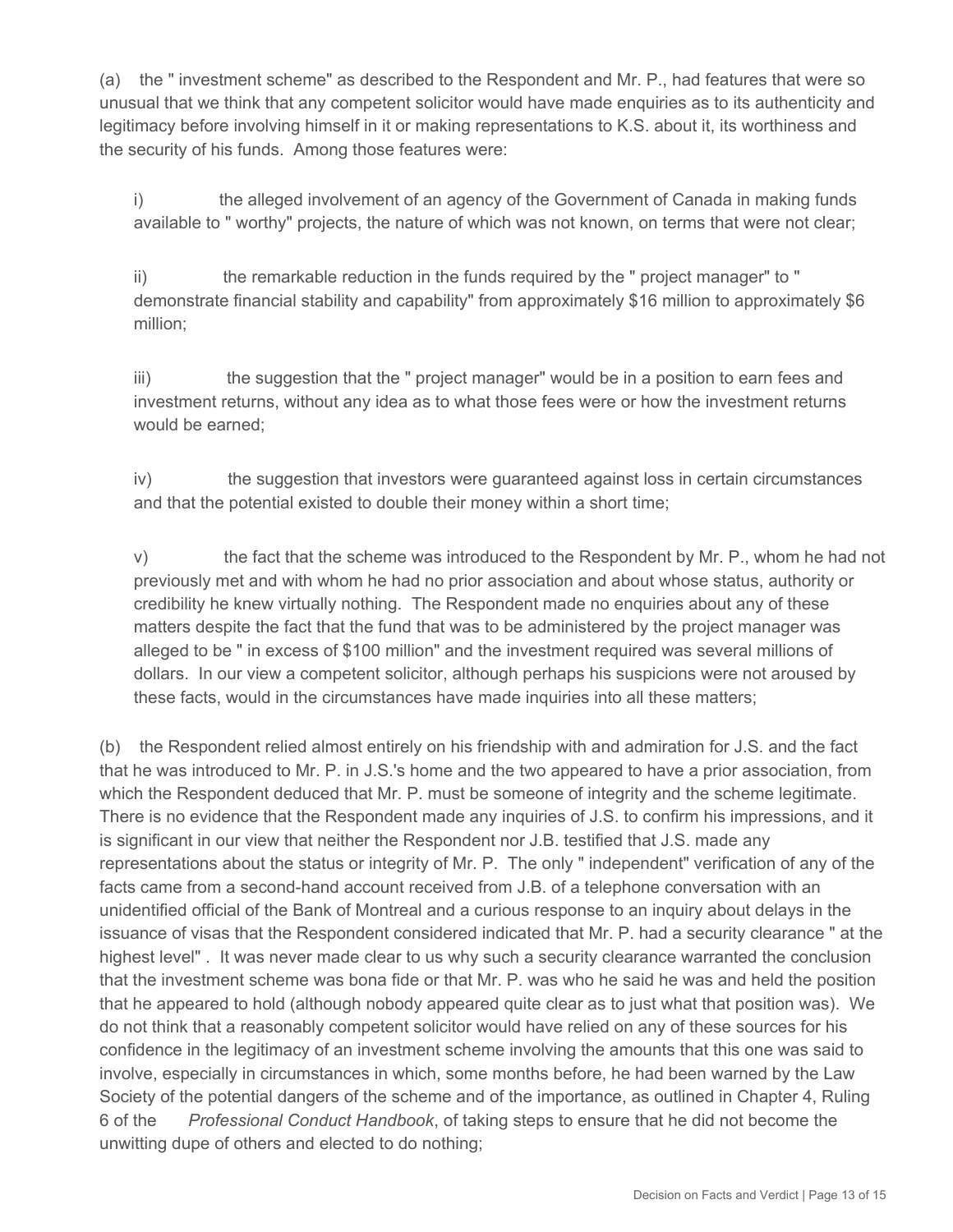(a) the " investment scheme" as described to the Respondent and Mr. P., had features that were so unusual that we think that any competent solicitor would have made enquiries as to its authenticity and legitimacy before involving himself in it or making representations to K.S. about it, its worthiness and the security of his funds. Among those features were:

i) the alleged involvement of an agency of the Government of Canada in making funds available to " worthy" projects, the nature of which was not known, on terms that were not clear;

ii) the remarkable reduction in the funds required by the " project manager" to " demonstrate financial stability and capability" from approximately $16 million to approximately $6 million;

iii) the suggestion that the " project manager" would be in a position to earn fees and investment returns, without any idea as to what those fees were or how the investment returns would be earned;

iv) the suggestion that investors were guaranteed against loss in certain circumstances and that the potential existed to double their money within a short time;

v) the fact that the scheme was introduced to the Respondent by Mr. P., whom he had not previously met and with whom he had no prior association and about whose status, authority or credibility he knew virtually nothing. The Respondent made no enquiries about any of these matters despite the fact that the fund that was to be administered by the project manager was alleged to be " in excess of $100 million" and the investment required was several millions of dollars. In our view a competent solicitor, although perhaps his suspicions were not aroused by these facts, would in the circumstances have made inquiries into all these matters;

(b) the Respondent relied almost entirely on his friendship with and admiration for J.S. and the fact that he was introduced to Mr. P. in J.S.'s home and the two appeared to have a prior association, from which the Respondent deduced that Mr. P. must be someone of integrity and the scheme legitimate. There is no evidence that the Respondent made any inquiries of J.S. to confirm his impressions, and it is significant in our view that neither the Respondent nor J.B. testified that J.S. made any representations about the status or integrity of Mr. P. The only " independent" verification of any of the facts came from a second-hand account received from J.B. of a telephone conversation with an unidentified official of the Bank of Montreal and a curious response to an inquiry about delays in the issuance of visas that the Respondent considered indicated that Mr. P. had a security clearance " at the highest level" . It was never made clear to us why such a security clearance warranted the conclusion that the investment scheme was bona fide or that Mr. P. was who he said he was and held the position that he appeared to hold (although nobody appeared quite clear as to just what that position was). We do not think that a reasonably competent solicitor would have relied on any of these sources for his confidence in the legitimacy of an investment scheme involving the amounts that this one was said to involve, especially in circumstances in which, some months before, he had been warned by the Law Society of the potential dangers of the scheme and of the importance, as outlined in Chapter 4, Ruling 6 of the *Professional Conduct Handbook*, of taking steps to ensure that he did not become the unwitting dupe of others and elected to do nothing;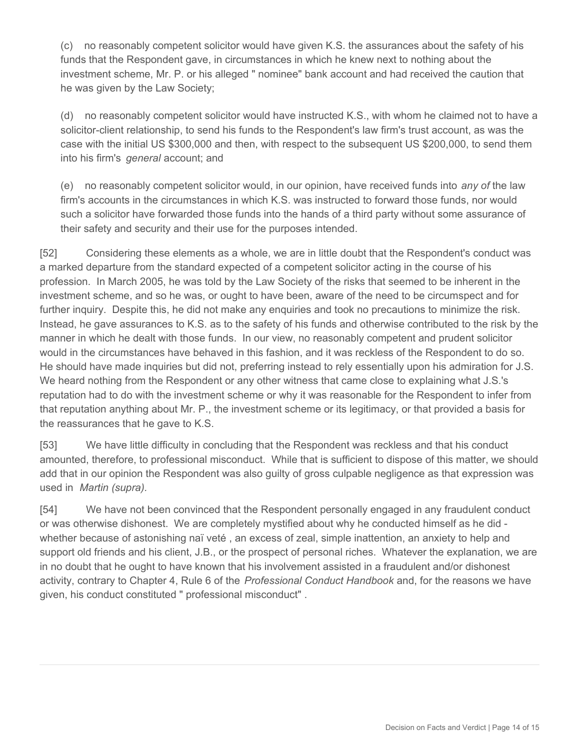(c) no reasonably competent solicitor would have given K.S. the assurances about the safety of his funds that the Respondent gave, in circumstances in which he knew next to nothing about the investment scheme, Mr. P. or his alleged " nominee" bank account and had received the caution that he was given by the Law Society;

(d) no reasonably competent solicitor would have instructed K.S., with whom he claimed not to have a solicitor-client relationship, to send his funds to the Respondent's law firm's trust account, as was the case with the initial US $300,000 and then, with respect to the subsequent US $200,000, to send them into his firm's *general* account; and

(e) no reasonably competent solicitor would, in our opinion, have received funds into *any of* the law firm's accounts in the circumstances in which K.S. was instructed to forward those funds, nor would such a solicitor have forwarded those funds into the hands of a third party without some assurance of their safety and security and their use for the purposes intended.

[52] Considering these elements as a whole, we are in little doubt that the Respondent's conduct was a marked departure from the standard expected of a competent solicitor acting in the course of his profession. In March 2005, he was told by the Law Society of the risks that seemed to be inherent in the investment scheme, and so he was, or ought to have been, aware of the need to be circumspect and for further inquiry. Despite this, he did not make any enquiries and took no precautions to minimize the risk. Instead, he gave assurances to K.S. as to the safety of his funds and otherwise contributed to the risk by the manner in which he dealt with those funds. In our view, no reasonably competent and prudent solicitor would in the circumstances have behaved in this fashion, and it was reckless of the Respondent to do so. He should have made inquiries but did not, preferring instead to rely essentially upon his admiration for J.S. We heard nothing from the Respondent or any other witness that came close to explaining what J.S.'s reputation had to do with the investment scheme or why it was reasonable for the Respondent to infer from that reputation anything about Mr. P., the investment scheme or its legitimacy, or that provided a basis for the reassurances that he gave to K.S.

[53] We have little difficulty in concluding that the Respondent was reckless and that his conduct amounted, therefore, to professional misconduct. While that is sufficient to dispose of this matter, we should add that in our opinion the Respondent was also guilty of gross culpable negligence as that expression was used in *Martin (supra).*

[54] We have not been convinced that the Respondent personally engaged in any fraudulent conduct or was otherwise dishonest. We are completely mystified about why he conducted himself as he did - whether because of astonishing naï veté , an excess of zeal, simple inattention, an anxiety to help and support old friends and his client, J.B., or the prospect of personal riches. Whatever the explanation, we are in no doubt that he ought to have known that his involvement assisted in a fraudulent and/or dishonest activity, contrary to Chapter 4, Rule 6 of the *Professional Conduct Handbook* and, for the reasons we have given, his conduct constituted " professional misconduct" .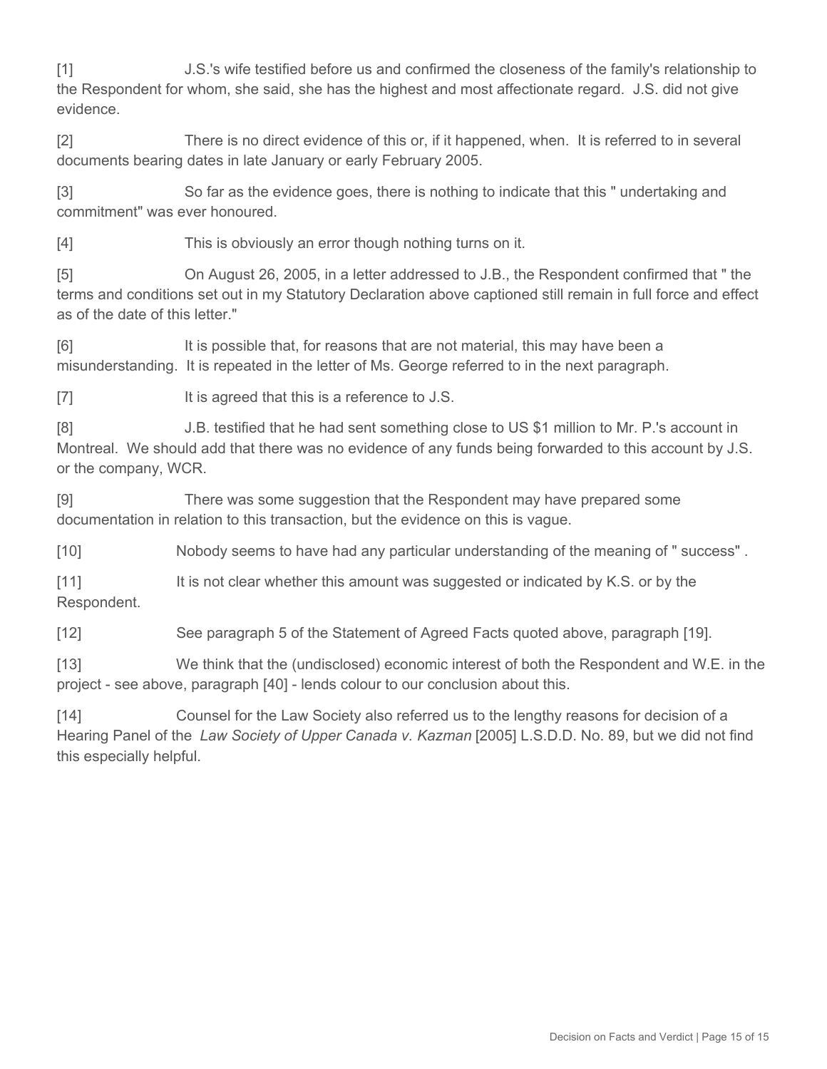[1] J.S.'s wife testified before us and confirmed the closeness of the family's relationship to the Respondent for whom, she said, she has the highest and most affectionate regard. J.S. did not give evidence.

[2] There is no direct evidence of this or, if it happened, when. It is referred to in several documents bearing dates in late January or early February 2005.

[3] So far as the evidence goes, there is nothing to indicate that this " undertaking and commitment" was ever honoured.

[4] This is obviously an error though nothing turns on it.

[5] On August 26, 2005, in a letter addressed to J.B., the Respondent confirmed that " the terms and conditions set out in my Statutory Declaration above captioned still remain in full force and effect as of the date of this letter."

[6] It is possible that, for reasons that are not material, this may have been a misunderstanding. It is repeated in the letter of Ms. George referred to in the next paragraph.

[7] It is agreed that this is a reference to J.S.

[8] J.B. testified that he had sent something close to US $1 million to Mr. P.'s account in Montreal. We should add that there was no evidence of any funds being forwarded to this account by J.S. or the company, WCR.

[9] There was some suggestion that the Respondent may have prepared some documentation in relation to this transaction, but the evidence on this is vague.

[10] Nobody seems to have had any particular understanding of the meaning of " success" .

[11] It is not clear whether this amount was suggested or indicated by K.S. or by the Respondent.

[12] See paragraph 5 of the Statement of Agreed Facts quoted above, paragraph [19].

[13] We think that the (undisclosed) economic interest of both the Respondent and W.E. in the project - see above, paragraph [40] - lends colour to our conclusion about this.

[14] Counsel for the Law Society also referred us to the lengthy reasons for decision of a Hearing Panel of the *Law Society of Upper Canada v. Kazman* [2005] L.S.D.D. No. 89, but we did not find this especially helpful.